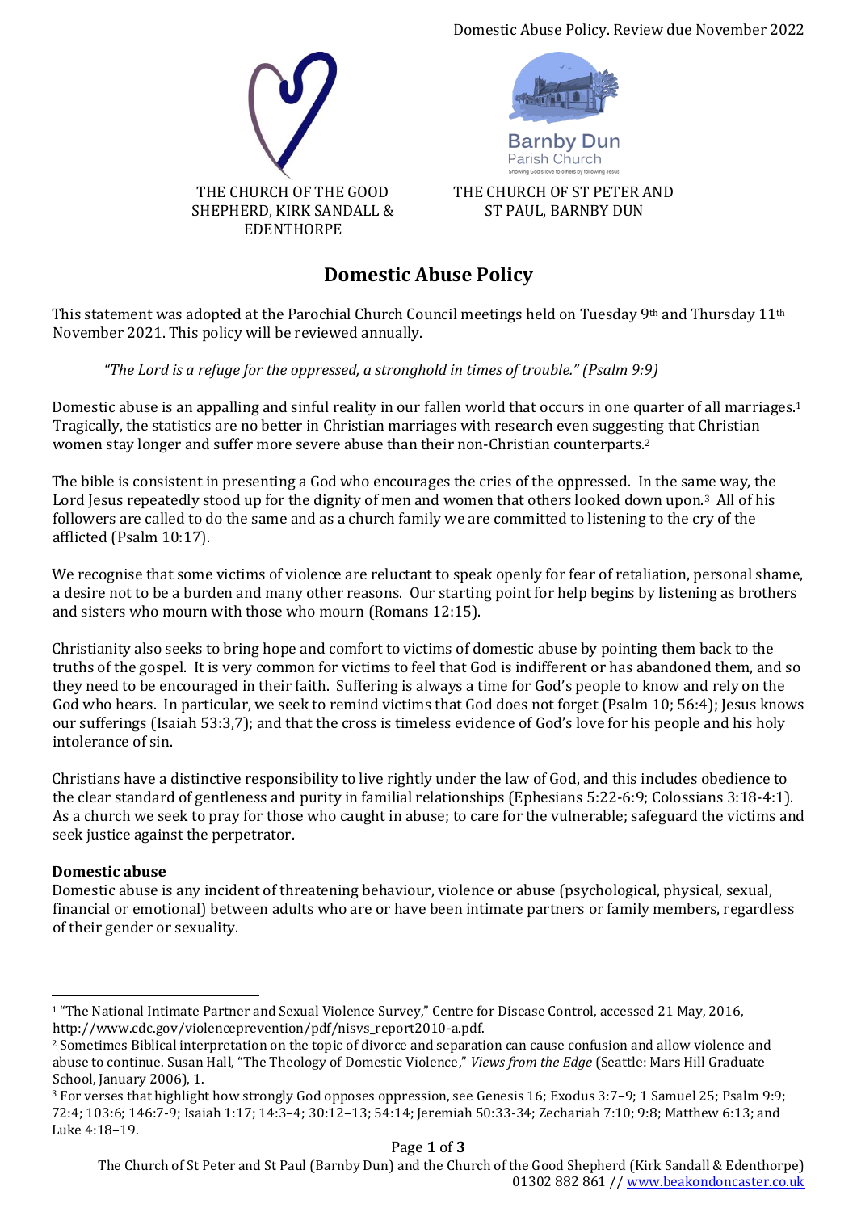THE CHURCH OF THE GOOD SHEPHERD, KIRK SANDALL & EDENTHORPE

THE CHURCH OF ST PETER AND ST PAUL, BARNBY DUN

# Domestic Abuse Policy

This statement was adopted at the Parochial Church Council meetings held on Tuesday 9th and Thursday 11th November 2021. This policy will be reviewed annually.

*"The Lord is a refuge for the oppressed, a stronghold in times of trouble." (Psalm 9:9)*

Domestic abuse is an appalling and sinful reality in our fallen world that occurs in one quarter of all marriages.[1] Tragically, the statistics are no better in Christian marriages with research even suggesting that Christian women stay longer and suffer more severe abuse than their non-Christian counterparts.[2]

The bible is consistent in presenting a God who encourages the cries of the oppressed. In the same way, the Lord Jesus repeatedly stood up for the dignity of men and women that others looked down upon.[3] All of his followers are called to do the same and as a church family we are committed to listening to the cry of the afflicted (Psalm 10:17).

We recognise that some victims of violence are reluctant to speak openly for fear of retaliation, personal shame, a desire not to be a burden and many other reasons. Our starting point for help begins by listening as brothers and sisters who mourn with those who mourn (Romans 12:15).

Christianity also seeks to bring hope and comfort to victims of domestic abuse by pointing them back to the truths of the gospel. It is very common for victims to feel that God is indifferent or has abandoned them, and so they need to be encouraged in their faith. Suffering is always a time for God's people to know and rely on the God who hears. In particular, we seek to remind victims that God does not forget (Psalm 10; 56:4); Jesus knows our sufferings (Isaiah 53:3,7); and that the cross is timeless evidence of God's love for his people and his holy intolerance of sin.

Christians have a distinctive responsibility to live rightly under the law of God, and this includes obedience to the clear standard of gentleness and purity in familial relationships (Ephesians 5:22-6:9; Colossians 3:18-4:1). As a church we seek to pray for those who caught in abuse; to care for the vulnerable; safeguard the victims and seek justice against the perpetrator.

**Domestic abuse**

Domestic abuse is any incident of threatening behaviour, violence or abuse (psychological, physical, sexual, financial or emotional) between adults who are or have been intimate partners or family members, regardless of their gender or sexuality.

---

[1] "The National Intimate Partner and Sexual Violence Survey," Centre for Disease Control, accessed 21 May, 2016, http://www.cdc.gov/violenceprevention/pdf/nisvs_report2010-a.pdf.

[2] Sometimes Biblical interpretation on the topic of divorce and separation can cause confusion and allow violence and abuse to continue. Susan Hall, "The Theology of Domestic Violence," *Views from the Edge* (Seattle: Mars Hill Graduate School, January 2006), 1.

[3] For verses that highlight how strongly God opposes oppression, see Genesis 16; Exodus 3:7–9; 1 Samuel 25; Psalm 9:9; 72:4; 103:6; 146:7-9; Isaiah 1:17; 14:3–4; 30:12–13; 54:14; Jeremiah 50:33-34; Zechariah 7:10; 9:8; Matthew 6:13; and Luke 4:18–19.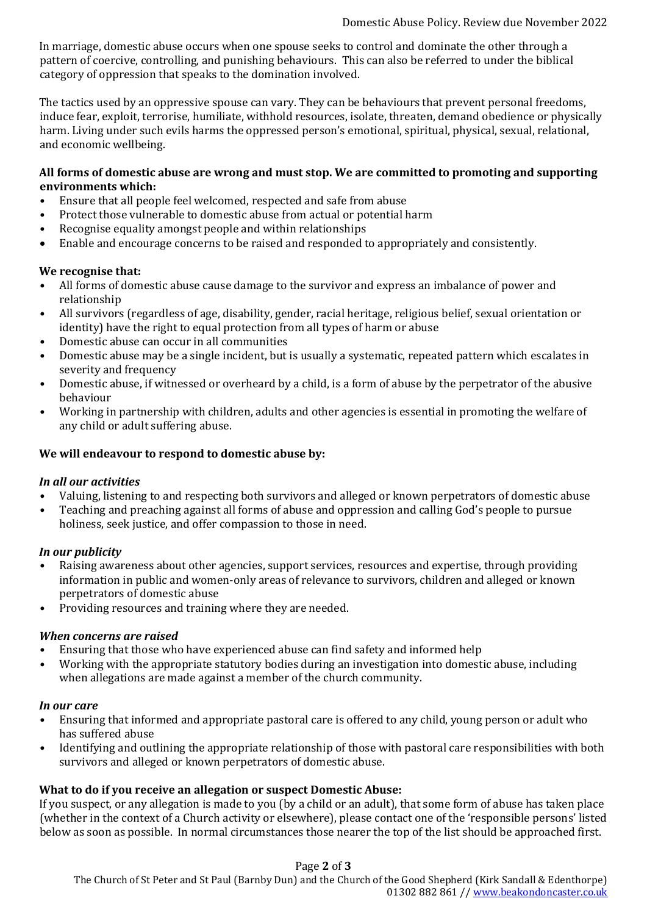In marriage, domestic abuse occurs when one spouse seeks to control and dominate the other through a pattern of coercive, controlling, and punishing behaviours. This can also be referred to under the biblical category of oppression that speaks to the domination involved.

The tactics used by an oppressive spouse can vary. They can be behaviours that prevent personal freedoms, induce fear, exploit, terrorise, humiliate, withhold resources, isolate, threaten, demand obedience or physically harm. Living under such evils harms the oppressed person's emotional, spiritual, physical, sexual, relational, and economic wellbeing.

**All forms of domestic abuse are wrong and must stop. We are committed to promoting and supporting environments which:**

- Ensure that all people feel welcomed, respected and safe from abuse
- Protect those vulnerable to domestic abuse from actual or potential harm
- Recognise equality amongst people and within relationships
- Enable and encourage concerns to be raised and responded to appropriately and consistently.

**We recognise that:**

- All forms of domestic abuse cause damage to the survivor and express an imbalance of power and relationship
- All survivors (regardless of age, disability, gender, racial heritage, religious belief, sexual orientation or identity) have the right to equal protection from all types of harm or abuse
- Domestic abuse can occur in all communities
- Domestic abuse may be a single incident, but is usually a systematic, repeated pattern which escalates in severity and frequency
- Domestic abuse, if witnessed or overheard by a child, is a form of abuse by the perpetrator of the abusive behaviour
- Working in partnership with children, adults and other agencies is essential in promoting the welfare of any child or adult suffering abuse.

**We will endeavour to respond to domestic abuse by:**

***In all our activities***

- Valuing, listening to and respecting both survivors and alleged or known perpetrators of domestic abuse
- Teaching and preaching against all forms of abuse and oppression and calling God's people to pursue holiness, seek justice, and offer compassion to those in need.

***In our publicity***

- Raising awareness about other agencies, support services, resources and expertise, through providing information in public and women-only areas of relevance to survivors, children and alleged or known perpetrators of domestic abuse
- Providing resources and training where they are needed.

***When concerns are raised***

- Ensuring that those who have experienced abuse can find safety and informed help
- Working with the appropriate statutory bodies during an investigation into domestic abuse, including when allegations are made against a member of the church community.

***In our care***

- Ensuring that informed and appropriate pastoral care is offered to any child, young person or adult who has suffered abuse
- Identifying and outlining the appropriate relationship of those with pastoral care responsibilities with both survivors and alleged or known perpetrators of domestic abuse.

**What to do if you receive an allegation or suspect Domestic Abuse:**

If you suspect, or any allegation is made to you (by a child or an adult), that some form of abuse has taken place (whether in the context of a Church activity or elsewhere), please contact one of the 'responsible persons' listed below as soon as possible. In normal circumstances those nearer the top of the list should be approached first.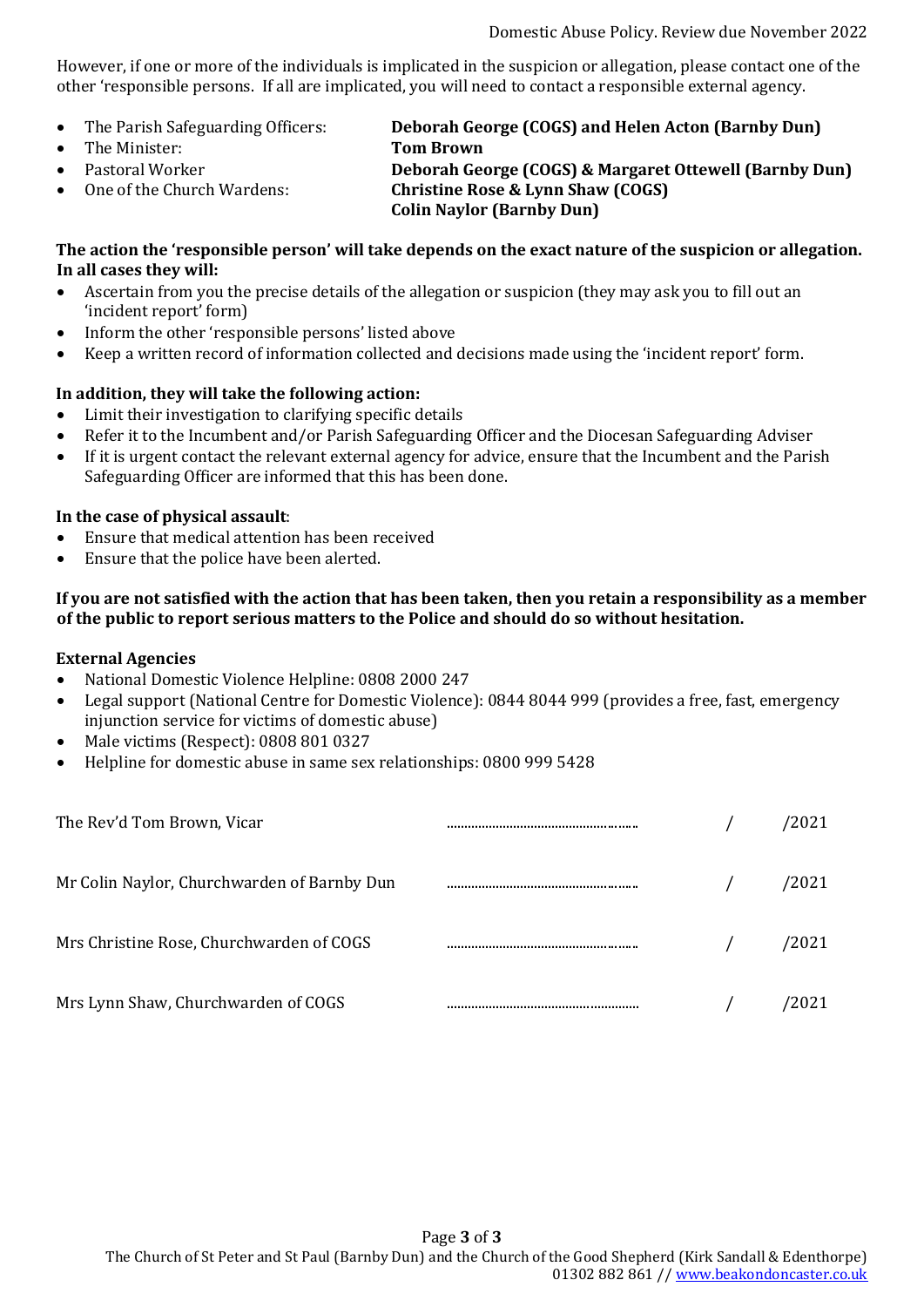However, if one or more of the individuals is implicated in the suspicion or allegation, please contact one of the other 'responsible persons. If all are implicated, you will need to contact a responsible external agency.

- The Parish Safeguarding Officers: **Deborah George (COGS) and Helen Acton (Barnby Dun)**
- The Minister: **Tom Brown**
- Pastoral Worker **Deborah George (COGS) & Margaret Ottewell (Barnby Dun)**
- One of the Church Wardens: **Christine Rose & Lynn Shaw (COGS)**
  **Colin Naylor (Barnby Dun)**

**The action the 'responsible person' will take depends on the exact nature of the suspicion or allegation. In all cases they will:**

- Ascertain from you the precise details of the allegation or suspicion (they may ask you to fill out an 'incident report' form)
- Inform the other 'responsible persons' listed above
- Keep a written record of information collected and decisions made using the 'incident report' form.

**In addition, they will take the following action:**

- Limit their investigation to clarifying specific details
- Refer it to the Incumbent and/or Parish Safeguarding Officer and the Diocesan Safeguarding Adviser
- If it is urgent contact the relevant external agency for advice, ensure that the Incumbent and the Parish Safeguarding Officer are informed that this has been done.

**In the case of physical assault**:

- Ensure that medical attention has been received
- Ensure that the police have been alerted.

**If you are not satisfied with the action that has been taken, then you retain a responsibility as a member of the public to report serious matters to the Police and should do so without hesitation.**

**External Agencies**

- National Domestic Violence Helpline: 0808 2000 247
- Legal support (National Centre for Domestic Violence): 0844 8044 999 (provides a free, fast, emergency injunction service for victims of domestic abuse)
- Male victims (Respect): 0808 801 0327
- Helpline for domestic abuse in same sex relationships: 0800 999 5428

| | | |
|---|---|---|
| The Rev'd Tom Brown, Vicar | ........................................................ | / /2021 |
| Mr Colin Naylor, Churchwarden of Barnby Dun | ........................................................ | / /2021 |
| Mrs Christine Rose, Churchwarden of COGS | ........................................................ | / /2021 |
| Mrs Lynn Shaw, Churchwarden of COGS | ........................................................ | / /2021 |